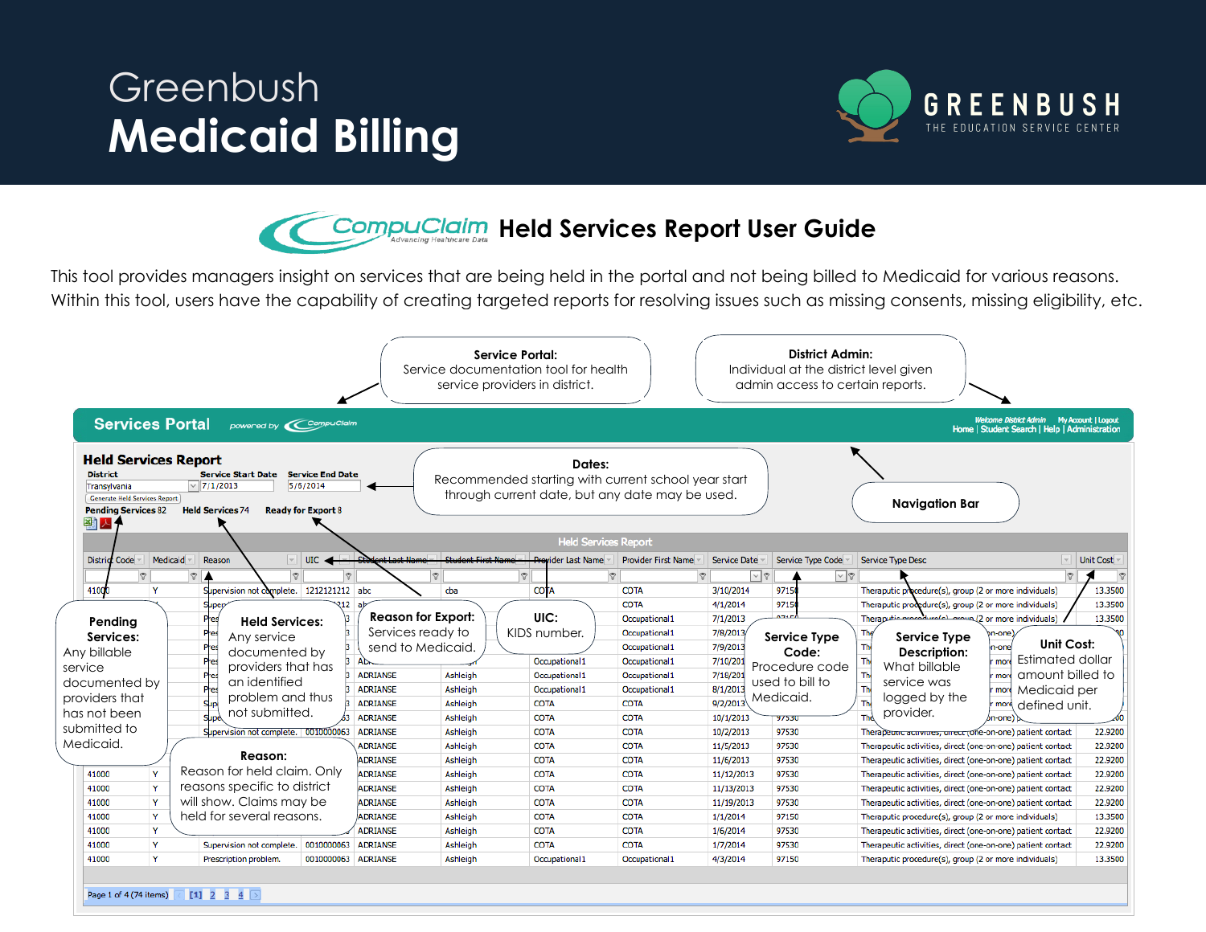# Greenbush Medicaid Billing

GREENBUSH
THE EDUCATION SERVICE CENTER

## CompuClaim Held Services Report User Guide

This tool provides managers insight on services that are being held in the portal and not being billed to Medicaid for various reasons. Within this tool, users have the capability of creating targeted reports for resolving issues such as missing consents, missing eligibility, etc.

**Service Portal:** Service documentation tool for health service providers in district.

**District Admin:** Individual at the district level given admin access to certain reports.

**Dates:** Recommended starting with current school year start through current date, but any date may be used.

**Navigation Bar**

**Pending Services:** Any billable service documented by providers that has not been submitted to Medicaid.

**Held Services:** Any service documented by providers that has an identified problem and thus not submitted.

**Reason for Export:** Services ready to send to Medicaid.

**UIC:** KIDS number.

**Service Type Code:** Procedure code used to bill to Medicaid.

**Service Type Description:** What billable service was logged by the provider.

**Unit Cost:** Estimated dollar amount billed to Medicaid per defined unit.

**Reason:** Reason for held claim. Only reasons specific to district will show. Claims may be held for several reasons.

Services Portal — Held Services Report

District: Transylvania | Service Start Date: 7/1/2013 | Service End Date: 5/6/2014

Pending Services 82 | Held Services 74 | Ready for Export 8

| District Code | Medicaid | Reason | UIC | Student Last Name | Student First Name | Provider Last Name | Provider First Name | Service Date | Service Type Code | Service Type Desc | Unit Cost |
|---|---|---|---|---|---|---|---|---|---|---|---|
| 41000 | Y | Supervision not complete. | 1212121212 | abc | cba | COTA | COTA | 3/10/2014 | 97150 | Theraputic procedure(s), group (2 or more individuals) | 13.3500 |
| 41000 | Y | Supervision not complete. | 0010000063 | ADRIANSE | Ashleigh | COTA | COTA | 1/7/2014 | 97530 | Therapeutic activities, direct (one-on-one) patient contact | 22.9200 |
| 41000 | Y | Prescription problem. | 0010000063 | ADRIANSE | Ashleigh | Occupational1 | Occupational1 | 4/3/2014 | 97150 | Theraputic procedure(s), group (2 or more individuals) | 13.3500 |

Page 1 of 4 (74 items)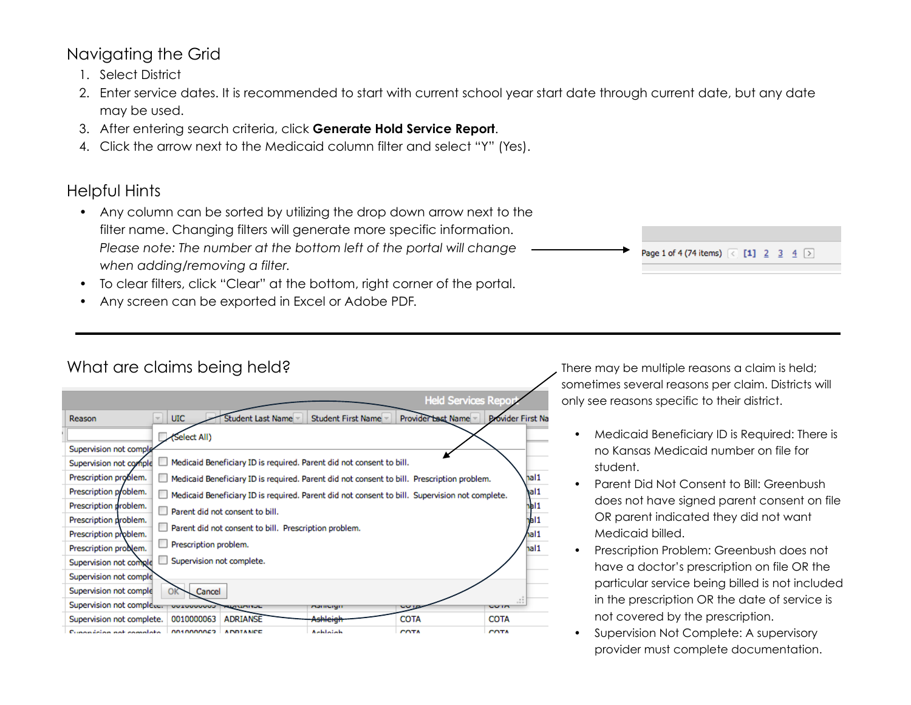## Navigating the Grid

1. Select District
2. Enter service dates. It is recommended to start with current school year start date through current date, but any date may be used.
3. After entering search criteria, click **Generate Hold Service Report**.
4. Click the arrow next to the Medicaid column filter and select “Y” (Yes).

## Helpful Hints

- Any column can be sorted by utilizing the drop down arrow next to the filter name. Changing filters will generate more specific information. *Please note: The number at the bottom left of the portal will change when adding/removing a filter.*
- To clear filters, click “Clear” at the bottom, right corner of the portal.
- Any screen can be exported in Excel or Adobe PDF.

Page 1 of 4 (74 items) [1] 2 3 4

---

## What are claims being held?

Held Services Report

| Reason | UIC | Student Last Name | Student First Name | Provider Last Name | Provider First Na |
|---|---|---|---|---|---|

(Select All)
- Medicaid Beneficiary ID is required. Parent did not consent to bill.
- Medicaid Beneficiary ID is required. Parent did not consent to bill. Prescription problem.
- Medicaid Beneficiary ID is required. Parent did not consent to bill. Supervision not complete.
- Parent did not consent to bill.
- Parent did not consent to bill. Prescription problem.
- Prescription problem.
- Supervision not complete.

OK Cancel

| Supervision not complete. | 0010000063 | ADRIANSE | Ashleigh | COTA | COTA |
|---|---|---|---|---|---|

There may be multiple reasons a claim is held; sometimes several reasons per claim. Districts will only see reasons specific to their district.

- Medicaid Beneficiary ID is Required: There is no Kansas Medicaid number on file for student.
- Parent Did Not Consent to Bill: Greenbush does not have signed parent consent on file OR parent indicated they did not want Medicaid billed.
- Prescription Problem: Greenbush does not have a doctor’s prescription on file OR the particular service being billed is not included in the prescription OR the date of service is not covered by the prescription.
- Supervision Not Complete: A supervisory provider must complete documentation.